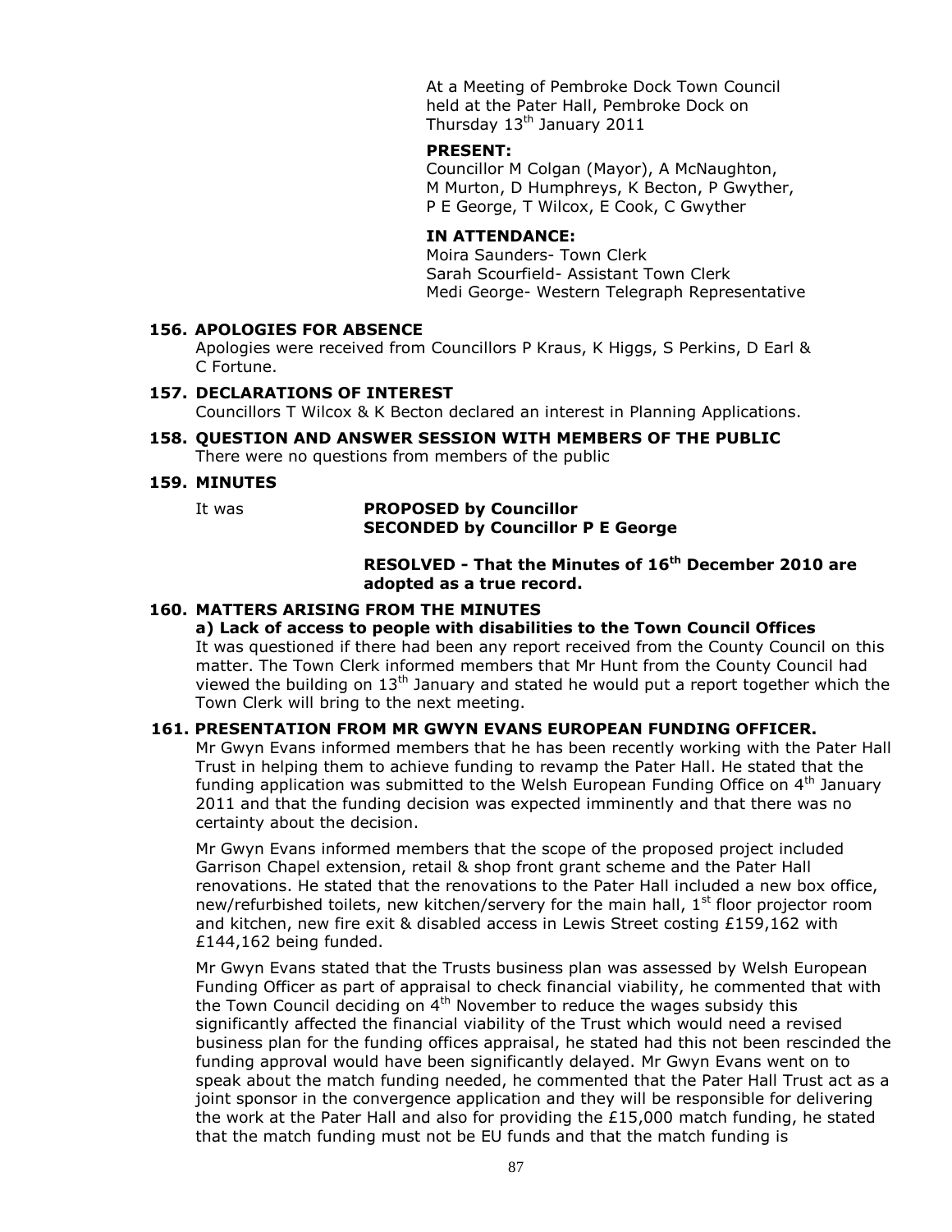At a Meeting of Pembroke Dock Town Council held at the Pater Hall, Pembroke Dock on Thursday 13th January 2011

**PRESENT:**
Councillor M Colgan (Mayor), A McNaughton, M Murton, D Humphreys, K Becton, P Gwyther, P E George, T Wilcox, E Cook, C Gwyther

**IN ATTENDANCE:**
Moira Saunders- Town Clerk
Sarah Scourfield- Assistant Town Clerk
Medi George- Western Telegraph Representative

### 156. APOLOGIES FOR ABSENCE

Apologies were received from Councillors P Kraus, K Higgs, S Perkins, D Earl & C Fortune.

### 157. DECLARATIONS OF INTEREST

Councillors T Wilcox & K Becton declared an interest in Planning Applications.

### 158. QUESTION AND ANSWER SESSION WITH MEMBERS OF THE PUBLIC

There were no questions from members of the public

### 159. MINUTES

It was **PROPOSED by Councillor**
**SECONDED by Councillor P E George**

**RESOLVED - That the Minutes of 16th December 2010 are adopted as a true record.**

### 160. MATTERS ARISING FROM THE MINUTES

**a) Lack of access to people with disabilities to the Town Council Offices**

It was questioned if there had been any report received from the County Council on this matter. The Town Clerk informed members that Mr Hunt from the County Council had viewed the building on 13th January and stated he would put a report together which the Town Clerk will bring to the next meeting.

### 161. PRESENTATION FROM MR GWYN EVANS EUROPEAN FUNDING OFFICER.

Mr Gwyn Evans informed members that he has been recently working with the Pater Hall Trust in helping them to achieve funding to revamp the Pater Hall. He stated that the funding application was submitted to the Welsh European Funding Office on 4th January 2011 and that the funding decision was expected imminently and that there was no certainty about the decision.

Mr Gwyn Evans informed members that the scope of the proposed project included Garrison Chapel extension, retail & shop front grant scheme and the Pater Hall renovations. He stated that the renovations to the Pater Hall included a new box office, new/refurbished toilets, new kitchen/servery for the main hall, 1st floor projector room and kitchen, new fire exit & disabled access in Lewis Street costing £159,162 with £144,162 being funded.

Mr Gwyn Evans stated that the Trusts business plan was assessed by Welsh European Funding Officer as part of appraisal to check financial viability, he commented that with the Town Council deciding on 4th November to reduce the wages subsidy this significantly affected the financial viability of the Trust which would need a revised business plan for the funding offices appraisal, he stated had this not been rescinded the funding approval would have been significantly delayed. Mr Gwyn Evans went on to speak about the match funding needed, he commented that the Pater Hall Trust act as a joint sponsor in the convergence application and they will be responsible for delivering the work at the Pater Hall and also for providing the £15,000 match funding, he stated that the match funding must not be EU funds and that the match funding is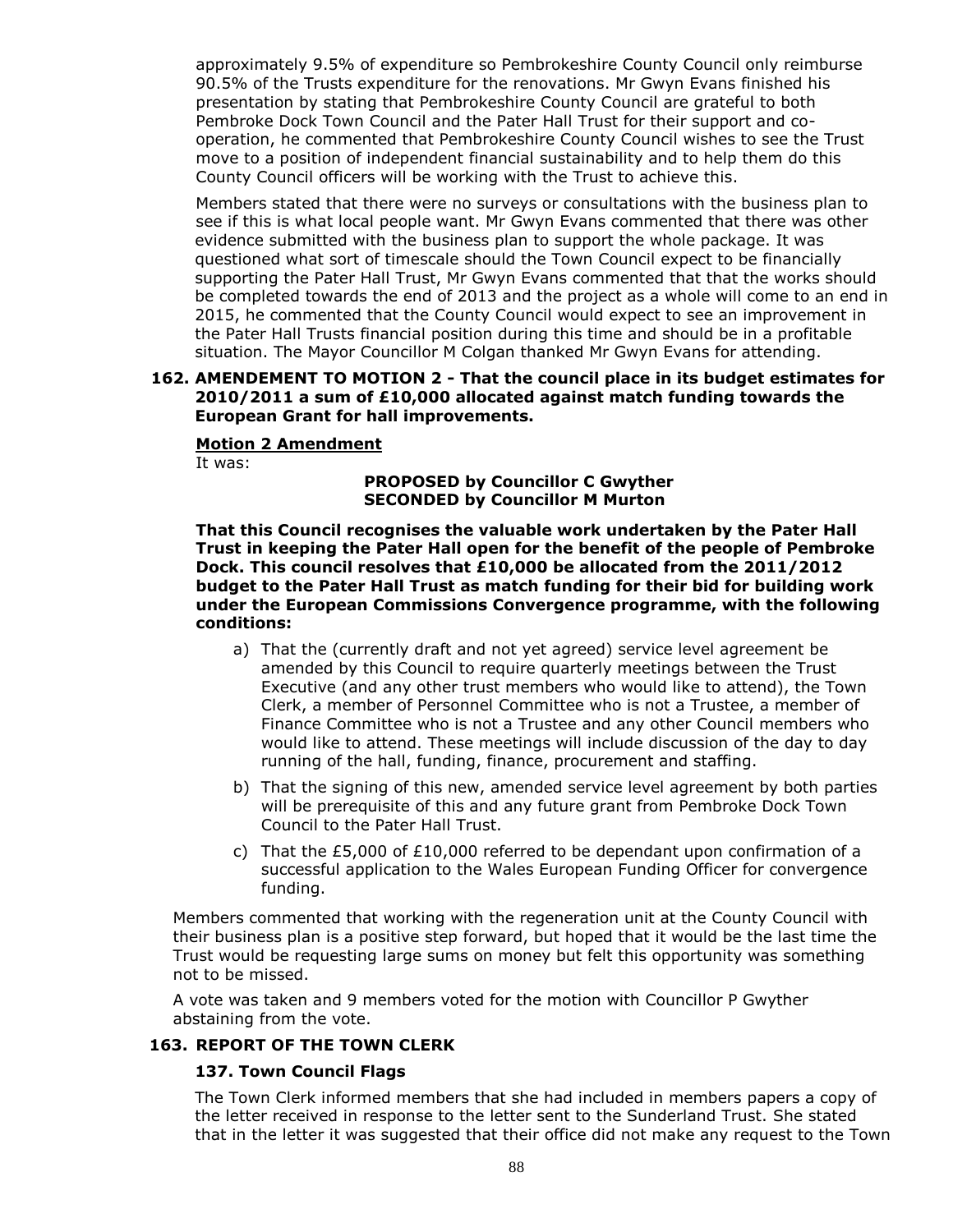approximately 9.5% of expenditure so Pembrokeshire County Council only reimburse 90.5% of the Trusts expenditure for the renovations. Mr Gwyn Evans finished his presentation by stating that Pembrokeshire County Council are grateful to both Pembroke Dock Town Council and the Pater Hall Trust for their support and co-operation, he commented that Pembrokeshire County Council wishes to see the Trust move to a position of independent financial sustainability and to help them do this County Council officers will be working with the Trust to achieve this.

Members stated that there were no surveys or consultations with the business plan to see if this is what local people want. Mr Gwyn Evans commented that there was other evidence submitted with the business plan to support the whole package. It was questioned what sort of timescale should the Town Council expect to be financially supporting the Pater Hall Trust, Mr Gwyn Evans commented that that the works should be completed towards the end of 2013 and the project as a whole will come to an end in 2015, he commented that the County Council would expect to see an improvement in the Pater Hall Trusts financial position during this time and should be in a profitable situation. The Mayor Councillor M Colgan thanked Mr Gwyn Evans for attending.

## 162. AMENDEMENT TO MOTION 2 - That the council place in its budget estimates for 2010/2011 a sum of £10,000 allocated against match funding towards the European Grant for hall improvements.

**Motion 2 Amendment**

It was:

**PROPOSED by Councillor C Gwyther**
**SECONDED by Councillor M Murton**

**That this Council recognises the valuable work undertaken by the Pater Hall Trust in keeping the Pater Hall open for the benefit of the people of Pembroke Dock. This council resolves that £10,000 be allocated from the 2011/2012 budget to the Pater Hall Trust as match funding for their bid for building work under the European Commissions Convergence programme, with the following conditions:**

a) That the (currently draft and not yet agreed) service level agreement be amended by this Council to require quarterly meetings between the Trust Executive (and any other trust members who would like to attend), the Town Clerk, a member of Personnel Committee who is not a Trustee, a member of Finance Committee who is not a Trustee and any other Council members who would like to attend. These meetings will include discussion of the day to day running of the hall, funding, finance, procurement and staffing.

b) That the signing of this new, amended service level agreement by both parties will be prerequisite of this and any future grant from Pembroke Dock Town Council to the Pater Hall Trust.

c) That the £5,000 of £10,000 referred to be dependant upon confirmation of a successful application to the Wales European Funding Officer for convergence funding.

Members commented that working with the regeneration unit at the County Council with their business plan is a positive step forward, but hoped that it would be the last time the Trust would be requesting large sums on money but felt this opportunity was something not to be missed.

A vote was taken and 9 members voted for the motion with Councillor P Gwyther abstaining from the vote.

## 163. REPORT OF THE TOWN CLERK

### 137. Town Council Flags

The Town Clerk informed members that she had included in members papers a copy of the letter received in response to the letter sent to the Sunderland Trust. She stated that in the letter it was suggested that their office did not make any request to the Town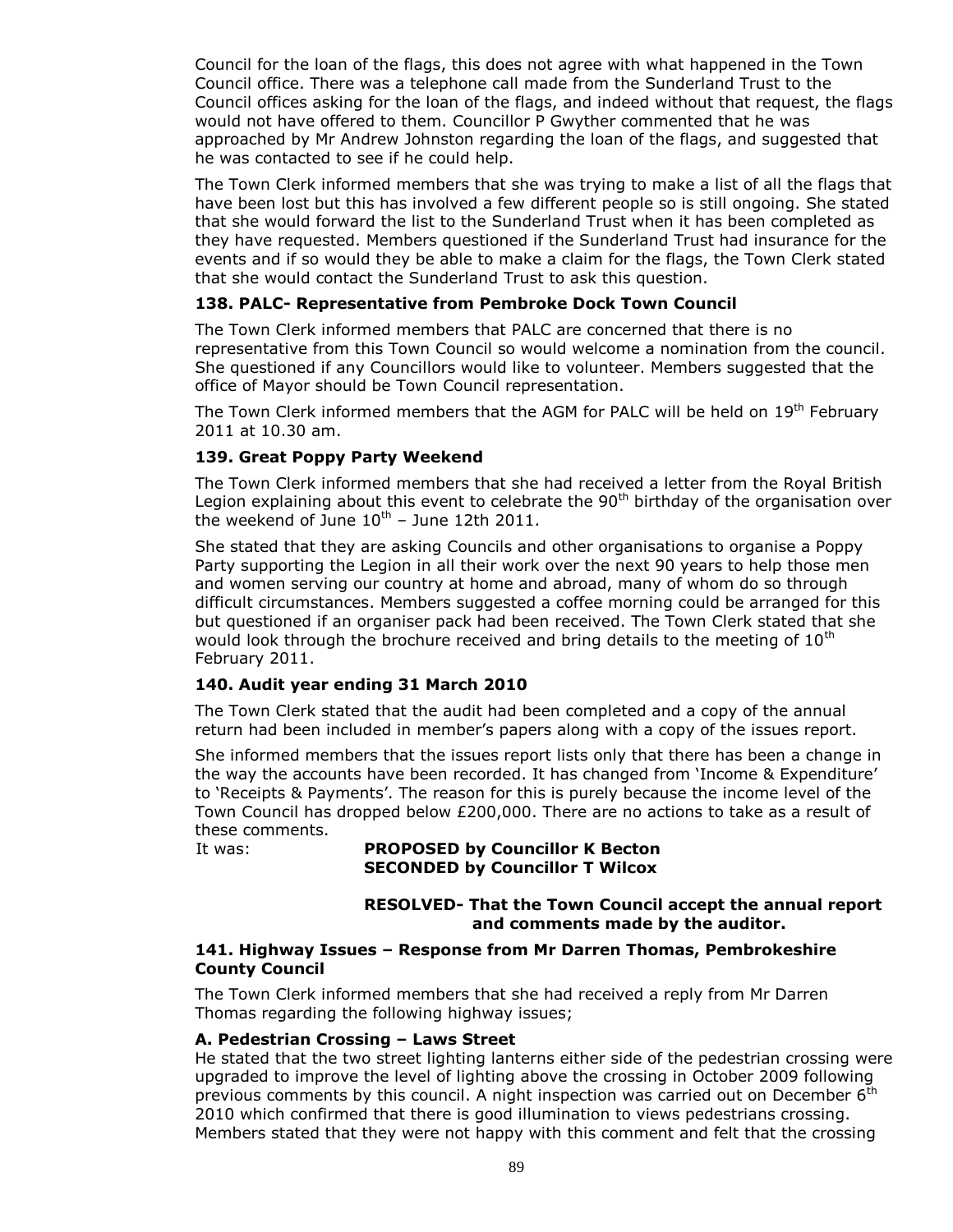Council for the loan of the flags, this does not agree with what happened in the Town Council office. There was a telephone call made from the Sunderland Trust to the Council offices asking for the loan of the flags, and indeed without that request, the flags would not have offered to them. Councillor P Gwyther commented that he was approached by Mr Andrew Johnston regarding the loan of the flags, and suggested that he was contacted to see if he could help.

The Town Clerk informed members that she was trying to make a list of all the flags that have been lost but this has involved a few different people so is still ongoing. She stated that she would forward the list to the Sunderland Trust when it has been completed as they have requested. Members questioned if the Sunderland Trust had insurance for the events and if so would they be able to make a claim for the flags, the Town Clerk stated that she would contact the Sunderland Trust to ask this question.

### 138. PALC- Representative from Pembroke Dock Town Council

The Town Clerk informed members that PALC are concerned that there is no representative from this Town Council so would welcome a nomination from the council. She questioned if any Councillors would like to volunteer. Members suggested that the office of Mayor should be Town Council representation.

The Town Clerk informed members that the AGM for PALC will be held on 19th February 2011 at 10.30 am.

### 139. Great Poppy Party Weekend

The Town Clerk informed members that she had received a letter from the Royal British Legion explaining about this event to celebrate the 90th birthday of the organisation over the weekend of June 10th – June 12th 2011.

She stated that they are asking Councils and other organisations to organise a Poppy Party supporting the Legion in all their work over the next 90 years to help those men and women serving our country at home and abroad, many of whom do so through difficult circumstances. Members suggested a coffee morning could be arranged for this but questioned if an organiser pack had been received. The Town Clerk stated that she would look through the brochure received and bring details to the meeting of 10th February 2011.

### 140. Audit year ending 31 March 2010

The Town Clerk stated that the audit had been completed and a copy of the annual return had been included in member's papers along with a copy of the issues report.

She informed members that the issues report lists only that there has been a change in the way the accounts have been recorded. It has changed from 'Income & Expenditure' to 'Receipts & Payments'. The reason for this is purely because the income level of the Town Council has dropped below £200,000. There are no actions to take as a result of these comments.

It was: **PROPOSED by Councillor K Becton**
**SECONDED by Councillor T Wilcox**

**RESOLVED- That the Town Council accept the annual report and comments made by the auditor.**

### 141. Highway Issues – Response from Mr Darren Thomas, Pembrokeshire County Council

The Town Clerk informed members that she had received a reply from Mr Darren Thomas regarding the following highway issues;

**A. Pedestrian Crossing – Laws Street**

He stated that the two street lighting lanterns either side of the pedestrian crossing were upgraded to improve the level of lighting above the crossing in October 2009 following previous comments by this council. A night inspection was carried out on December 6th 2010 which confirmed that there is good illumination to views pedestrians crossing. Members stated that they were not happy with this comment and felt that the crossing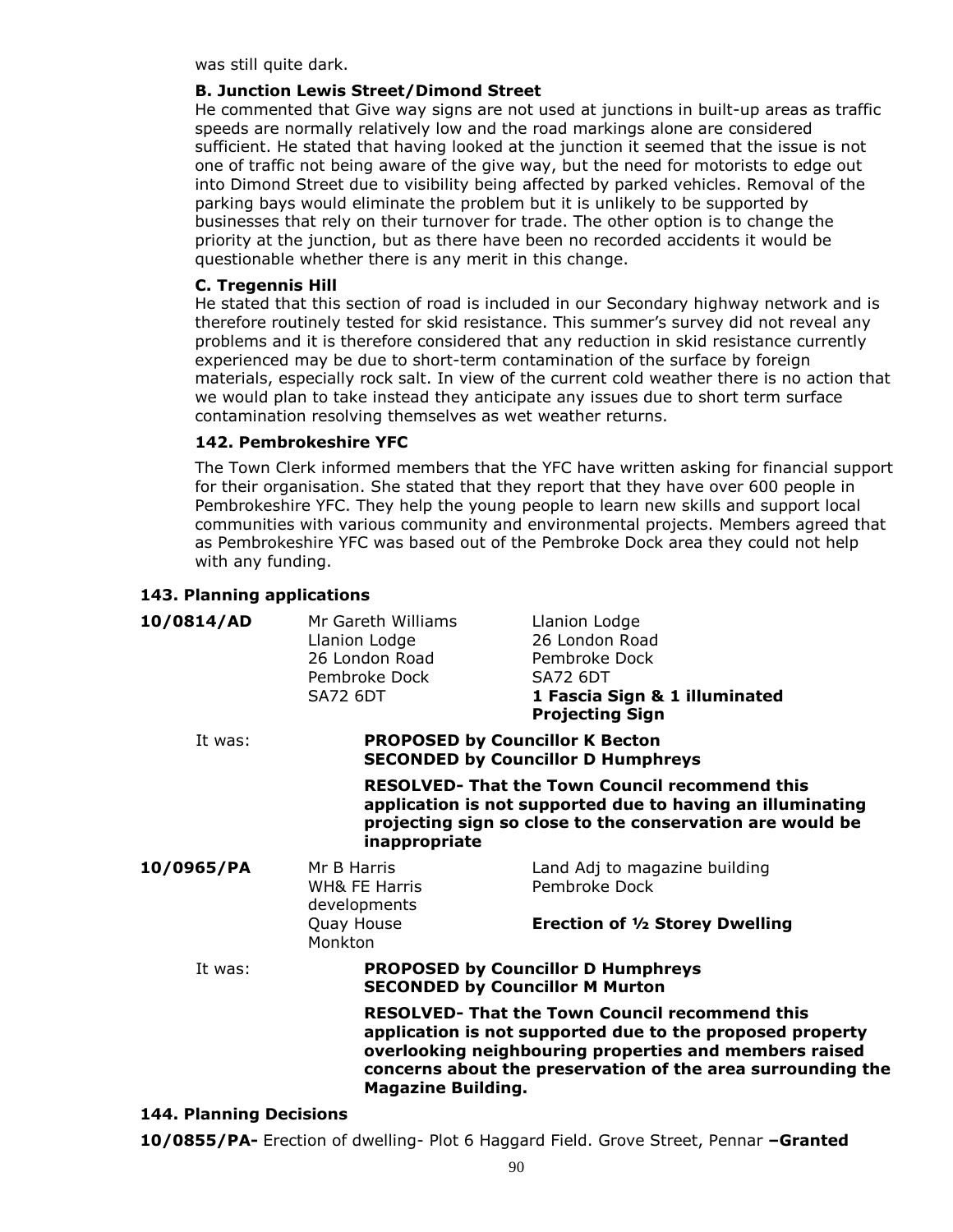was still quite dark.

**B. Junction Lewis Street/Dimond Street**

He commented that Give way signs are not used at junctions in built-up areas as traffic speeds are normally relatively low and the road markings alone are considered sufficient. He stated that having looked at the junction it seemed that the issue is not one of traffic not being aware of the give way, but the need for motorists to edge out into Dimond Street due to visibility being affected by parked vehicles. Removal of the parking bays would eliminate the problem but it is unlikely to be supported by businesses that rely on their turnover for trade. The other option is to change the priority at the junction, but as there have been no recorded accidents it would be questionable whether there is any merit in this change.

**C. Tregennis Hill**

He stated that this section of road is included in our Secondary highway network and is therefore routinely tested for skid resistance. This summer's survey did not reveal any problems and it is therefore considered that any reduction in skid resistance currently experienced may be due to short-term contamination of the surface by foreign materials, especially rock salt. In view of the current cold weather there is no action that we would plan to take instead they anticipate any issues due to short term surface contamination resolving themselves as wet weather returns.

**142. Pembrokeshire YFC**

The Town Clerk informed members that the YFC have written asking for financial support for their organisation. She stated that they report that they have over 600 people in Pembrokeshire YFC. They help the young people to learn new skills and support local communities with various community and environmental projects. Members agreed that as Pembrokeshire YFC was based out of the Pembroke Dock area they could not help with any funding.

**143. Planning applications**

**10/0814/AD** — Mr Gareth Williams, Llanion Lodge, 26 London Road, Pembroke Dock, SA72 6DT — Llanion Lodge, 26 London Road, Pembroke Dock, SA72 6DT — **1 Fascia Sign & 1 illuminated Projecting Sign**

It was: **PROPOSED by Councillor K Becton**
**SECONDED by Councillor D Humphreys**

**RESOLVED- That the Town Council recommend this application is not supported due to having an illuminating projecting sign so close to the conservation are would be inappropriate**

**10/0965/PA** — Mr B Harris, WH& FE Harris developments, Quay House, Monkton — Land Adj to magazine building, Pembroke Dock — **Erection of ½ Storey Dwelling**

It was: **PROPOSED by Councillor D Humphreys**
**SECONDED by Councillor M Murton**

**RESOLVED- That the Town Council recommend this application is not supported due to the proposed property overlooking neighbouring properties and members raised concerns about the preservation of the area surrounding the Magazine Building.**

**144. Planning Decisions**

**10/0855/PA-** Erection of dwelling- Plot 6 Haggard Field. Grove Street, Pennar **–Granted**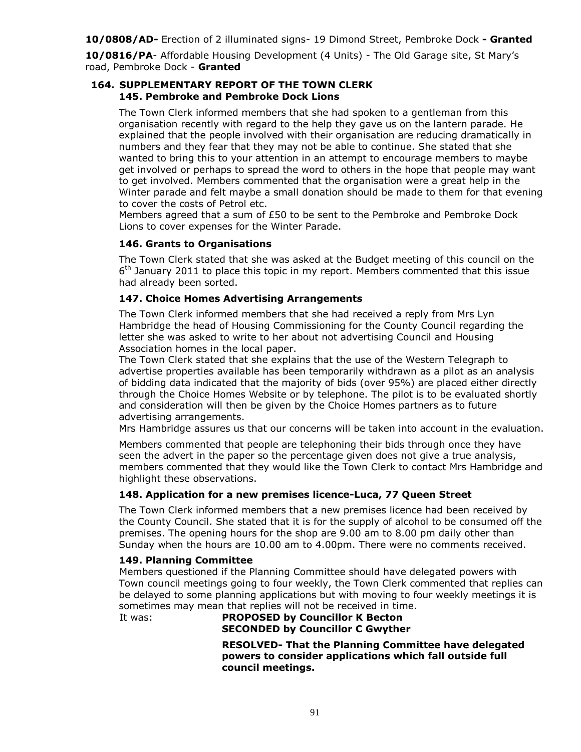**10/0808/AD-** Erection of 2 illuminated signs- 19 Dimond Street, Pembroke Dock **- Granted**

**10/0816/PA**- Affordable Housing Development (4 Units) - The Old Garage site, St Mary's road, Pembroke Dock - **Granted**

## 164. SUPPLEMENTARY REPORT OF THE TOWN CLERK

### 145. Pembroke and Pembroke Dock Lions

The Town Clerk informed members that she had spoken to a gentleman from this organisation recently with regard to the help they gave us on the lantern parade. He explained that the people involved with their organisation are reducing dramatically in numbers and they fear that they may not be able to continue. She stated that she wanted to bring this to your attention in an attempt to encourage members to maybe get involved or perhaps to spread the word to others in the hope that people may want to get involved. Members commented that the organisation were a great help in the Winter parade and felt maybe a small donation should be made to them for that evening to cover the costs of Petrol etc.

Members agreed that a sum of £50 to be sent to the Pembroke and Pembroke Dock Lions to cover expenses for the Winter Parade.

### 146. Grants to Organisations

The Town Clerk stated that she was asked at the Budget meeting of this council on the 6th January 2011 to place this topic in my report. Members commented that this issue had already been sorted.

### 147. Choice Homes Advertising Arrangements

The Town Clerk informed members that she had received a reply from Mrs Lyn Hambridge the head of Housing Commissioning for the County Council regarding the letter she was asked to write to her about not advertising Council and Housing Association homes in the local paper.

The Town Clerk stated that she explains that the use of the Western Telegraph to advertise properties available has been temporarily withdrawn as a pilot as an analysis of bidding data indicated that the majority of bids (over 95%) are placed either directly through the Choice Homes Website or by telephone. The pilot is to be evaluated shortly and consideration will then be given by the Choice Homes partners as to future advertising arrangements.

Mrs Hambridge assures us that our concerns will be taken into account in the evaluation.

Members commented that people are telephoning their bids through once they have seen the advert in the paper so the percentage given does not give a true analysis, members commented that they would like the Town Clerk to contact Mrs Hambridge and highlight these observations.

### 148. Application for a new premises licence-Luca, 77 Queen Street

The Town Clerk informed members that a new premises licence had been received by the County Council. She stated that it is for the supply of alcohol to be consumed off the premises. The opening hours for the shop are 9.00 am to 8.00 pm daily other than Sunday when the hours are 10.00 am to 4.00pm. There were no comments received.

### 149. Planning Committee

Members questioned if the Planning Committee should have delegated powers with Town council meetings going to four weekly, the Town Clerk commented that replies can be delayed to some planning applications but with moving to four weekly meetings it is sometimes may mean that replies will not be received in time.

It was: **PROPOSED by Councillor K Becton**
**SECONDED by Councillor C Gwyther**

**RESOLVED- That the Planning Committee have delegated powers to consider applications which fall outside full council meetings.**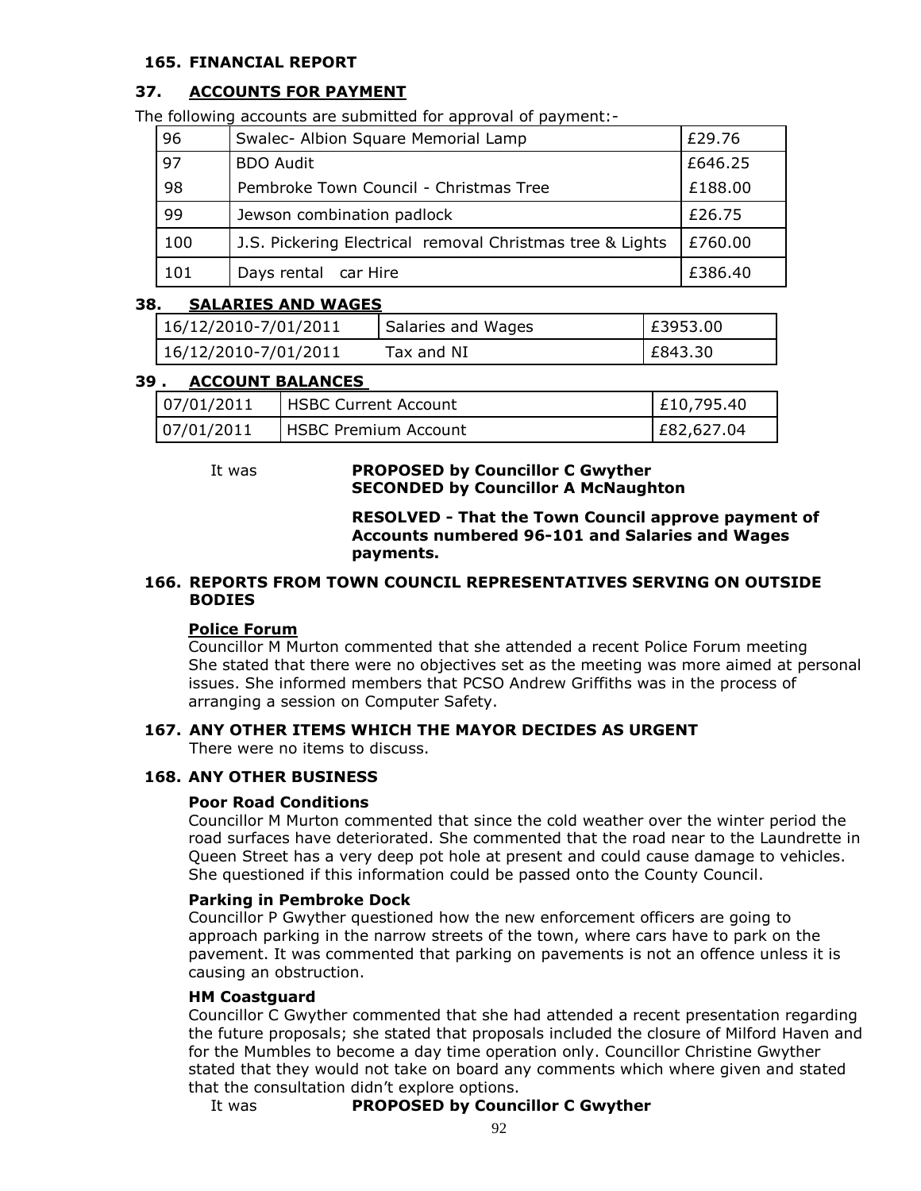## 165. FINANCIAL REPORT

### 37. ACCOUNTS FOR PAYMENT

The following accounts are submitted for approval of payment:-

| | | |
|---|---|---|
| 96 | Swalec- Albion Square Memorial Lamp | £29.76 |
| 97 | BDO Audit | £646.25 |
| 98 | Pembroke Town Council - Christmas Tree | £188.00 |
| 99 | Jewson combination padlock | £26.75 |
| 100 | J.S. Pickering Electrical removal Christmas tree & Lights | £760.00 |
| 101 | Days rental car Hire | £386.40 |

### 38. SALARIES AND WAGES

| | | |
|---|---|---|
| 16/12/2010-7/01/2011 | Salaries and Wages | £3953.00 |
| 16/12/2010-7/01/2011 | Tax and NI | £843.30 |

### 39 . ACCOUNT BALANCES

| | | |
|---|---|---|
| 07/01/2011 | HSBC Current Account | £10,795.40 |
| 07/01/2011 | HSBC Premium Account | £82,627.04 |

It was **PROPOSED by Councillor C Gwyther**
**SECONDED by Councillor A McNaughton**

**RESOLVED - That the Town Council approve payment of Accounts numbered 96-101 and Salaries and Wages payments.**

## 166. REPORTS FROM TOWN COUNCIL REPRESENTATIVES SERVING ON OUTSIDE BODIES

**Police Forum**

Councillor M Murton commented that she attended a recent Police Forum meeting She stated that there were no objectives set as the meeting was more aimed at personal issues. She informed members that PCSO Andrew Griffiths was in the process of arranging a session on Computer Safety.

## 167. ANY OTHER ITEMS WHICH THE MAYOR DECIDES AS URGENT

There were no items to discuss.

## 168. ANY OTHER BUSINESS

**Poor Road Conditions**

Councillor M Murton commented that since the cold weather over the winter period the road surfaces have deteriorated. She commented that the road near to the Laundrette in Queen Street has a very deep pot hole at present and could cause damage to vehicles. She questioned if this information could be passed onto the County Council.

**Parking in Pembroke Dock**

Councillor P Gwyther questioned how the new enforcement officers are going to approach parking in the narrow streets of the town, where cars have to park on the pavement. It was commented that parking on pavements is not an offence unless it is causing an obstruction.

**HM Coastguard**

Councillor C Gwyther commented that she had attended a recent presentation regarding the future proposals; she stated that proposals included the closure of Milford Haven and for the Mumbles to become a day time operation only. Councillor Christine Gwyther stated that they would not take on board any comments which where given and stated that the consultation didn't explore options.

It was **PROPOSED by Councillor C Gwyther**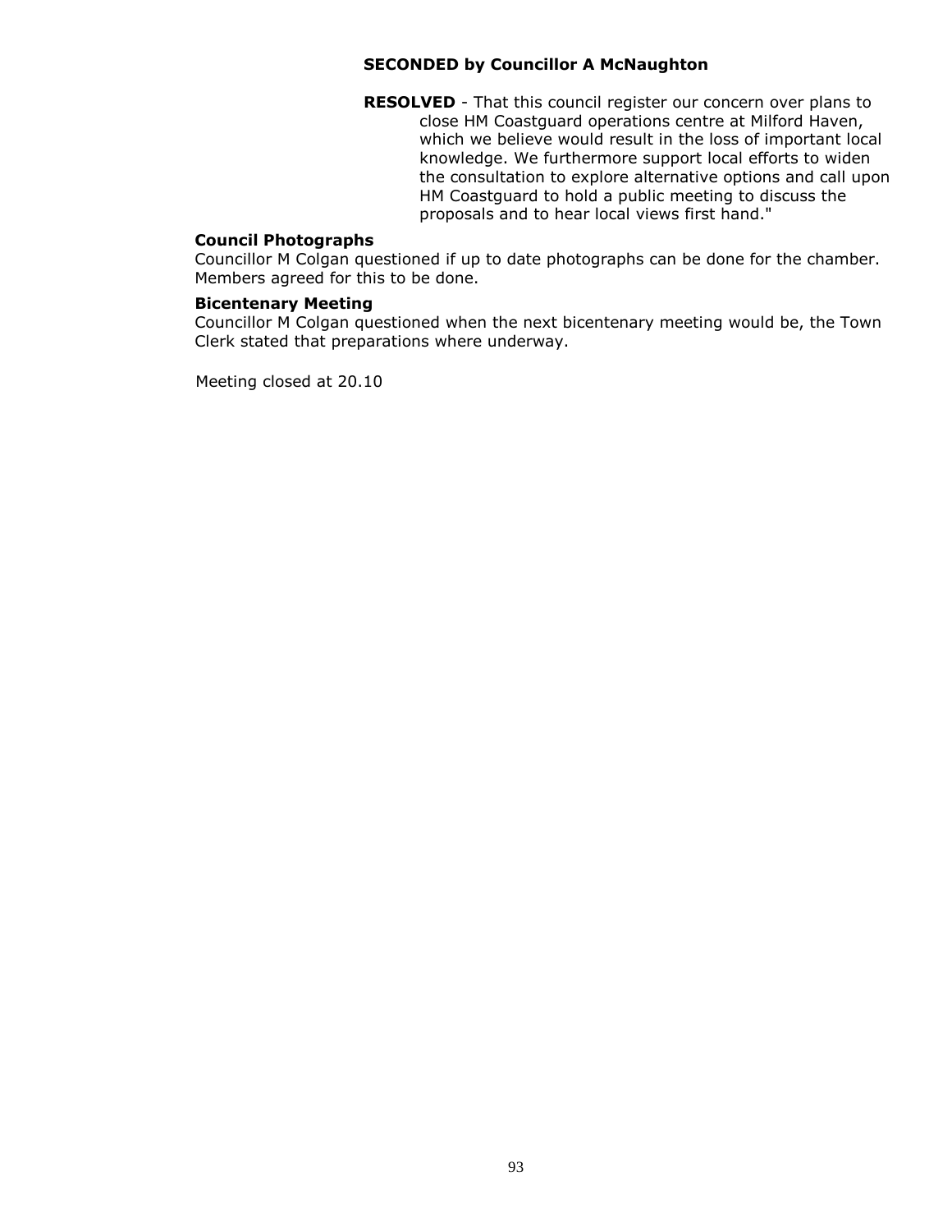**SECONDED by Councillor A McNaughton**

**RESOLVED** - That this council register our concern over plans to close HM Coastguard operations centre at Milford Haven, which we believe would result in the loss of important local knowledge. We furthermore support local efforts to widen the consultation to explore alternative options and call upon HM Coastguard to hold a public meeting to discuss the proposals and to hear local views first hand."

**Council Photographs**

Councillor M Colgan questioned if up to date photographs can be done for the chamber. Members agreed for this to be done.

**Bicentenary Meeting**

Councillor M Colgan questioned when the next bicentenary meeting would be, the Town Clerk stated that preparations where underway.

Meeting closed at 20.10